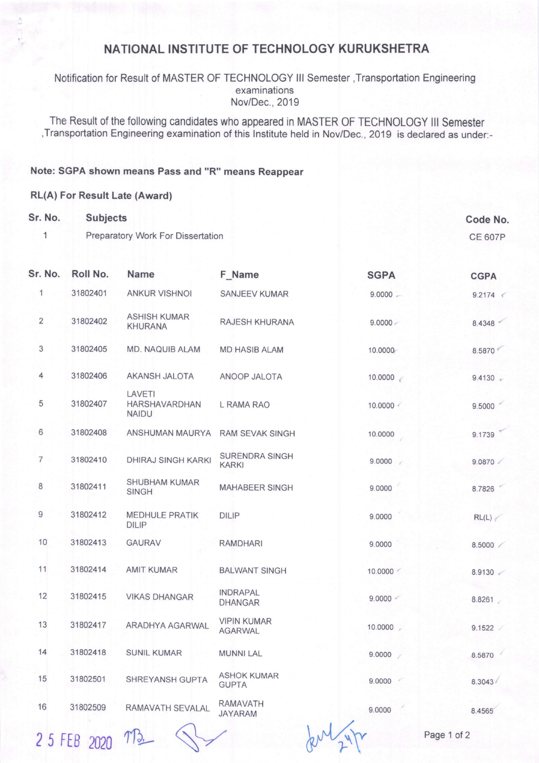# NATIONAL INSTITUTE OF TECHNOLOGY KURUKSHETRA

Notification for Result of MASTER OF TECHNOLOGY III Semester ,Transportation Engineering examinations
Nov/Dec., 2019

The Result of the following candidates who appeared in MASTER OF TECHNOLOGY III Semester ,Transportation Engineering examination of this Institute held in Nov/Dec., 2019 is declared as under:-

**Note: SGPA shown means Pass and "R" means Reappear**

**RL(A) For Result Late (Award)**

| Sr. No. | Subjects | Code No. |
|---|---|---|
| 1 | Preparatory Work For Dissertation | CE 607P |

| Sr. No. | Roll No. | Name | F_Name | SGPA | CGPA |
|---|---|---|---|---|---|
| 1 | 31802401 | ANKUR VISHNOI | SANJEEV KUMAR | 9.0000 | 9.2174 |
| 2 | 31802402 | ASHISH KUMAR KHURANA | RAJESH KHURANA | 9.0000 | 8.4348 |
| 3 | 31802405 | MD. NAQUIB ALAM | MD HASIB ALAM | 10.0000 | 8.5870 |
| 4 | 31802406 | AKANSH JALOTA | ANOOP JALOTA | 10.0000 | 9.4130 |
| 5 | 31802407 | LAVETI HARSHAVARDHAN NAIDU | L RAMA RAO | 10.0000 | 9.5000 |
| 6 | 31802408 | ANSHUMAN MAURYA | RAM SEVAK SINGH | 10.0000 | 9.1739 |
| 7 | 31802410 | DHIRAJ SINGH KARKI | SURENDRA SINGH KARKI | 9.0000 | 9.0870 |
| 8 | 31802411 | SHUBHAM KUMAR SINGH | MAHABEER SINGH | 9.0000 | 8.7826 |
| 9 | 31802412 | MEDHULE PRATIK DILIP | DILIP | 9.0000 | RL(L) |
| 10 | 31802413 | GAURAV | RAMDHARI | 9.0000 | 8.5000 |
| 11 | 31802414 | AMIT KUMAR | BALWANT SINGH | 10.0000 | 8.9130 |
| 12 | 31802415 | VIKAS DHANGAR | INDRAPAL DHANGAR | 9.0000 | 8.8261 |
| 13 | 31802417 | ARADHYA AGARWAL | VIPIN KUMAR AGARWAL | 10.0000 | 9.1522 |
| 14 | 31802418 | SUNIL KUMAR | MUNNI LAL | 9.0000 | 8.5870 |
| 15 | 31802501 | SHREYANSH GUPTA | ASHOK KUMAR GUPTA | 9.0000 | 8.3043 |
| 16 | 31802509 | RAMAVATH SEVALAL | RAMAVATH JAYARAM | 9.0000 | 8.4565 |

25 FEB 2020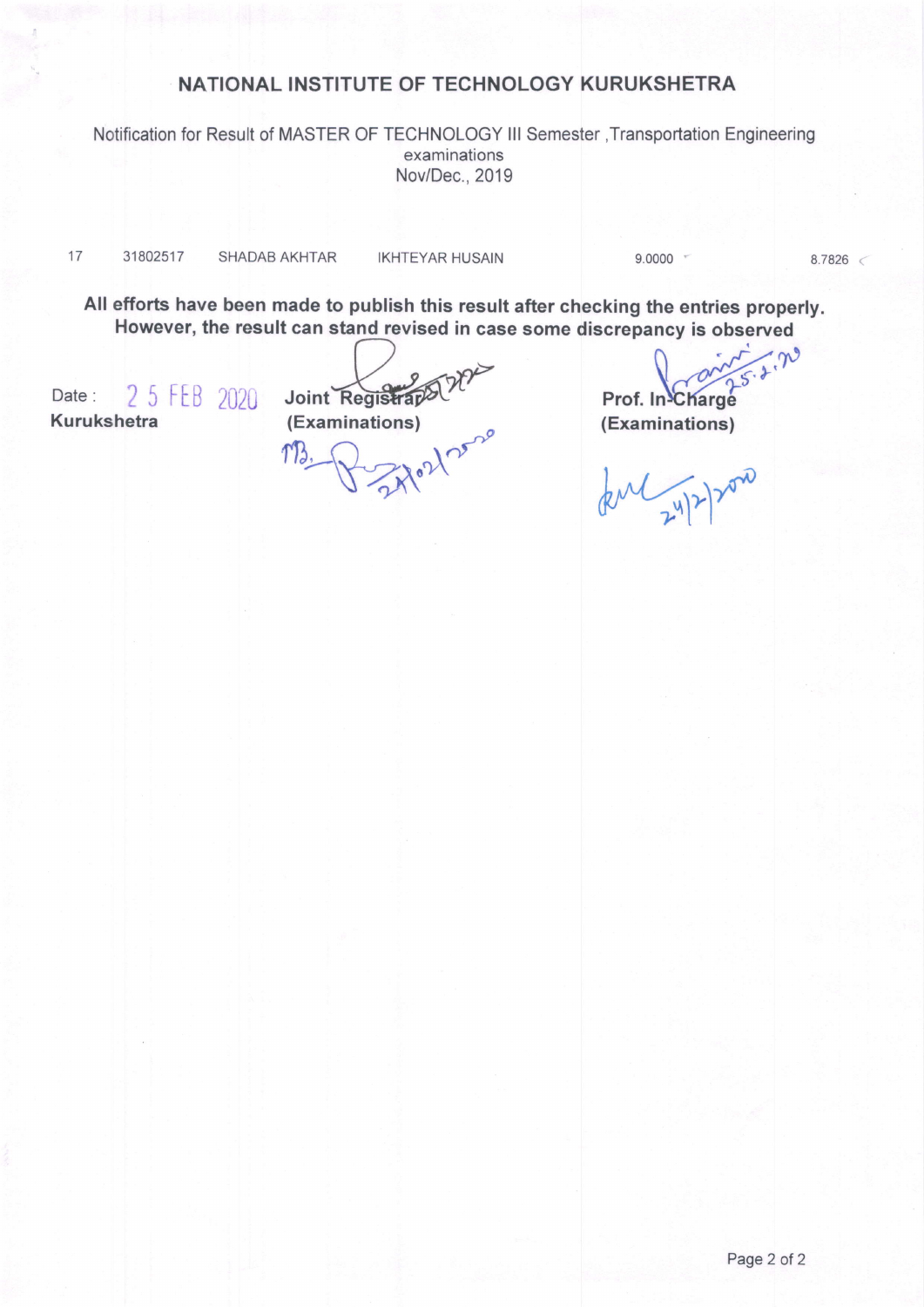## NATIONAL INSTITUTE OF TECHNOLOGY KURUKSHETRA

Notification for Result of MASTER OF TECHNOLOGY III Semester ,Transportation Engineering examinations
Nov/Dec., 2019

| | | | | | |
|---|---|---|---|---|---|
| 17 | 31802517 | SHADAB AKHTAR | IKHTEYAR HUSAIN | 9.0000 | 8.7826 |

**All efforts have been made to publish this result after checking the entries properly. However, the result can stand revised in case some discrepancy is observed**

Date : 25 FEB 2020
**Kurukshetra**

**Joint Registrar (Examinations)**

**Prof. In-Charge (Examinations)**